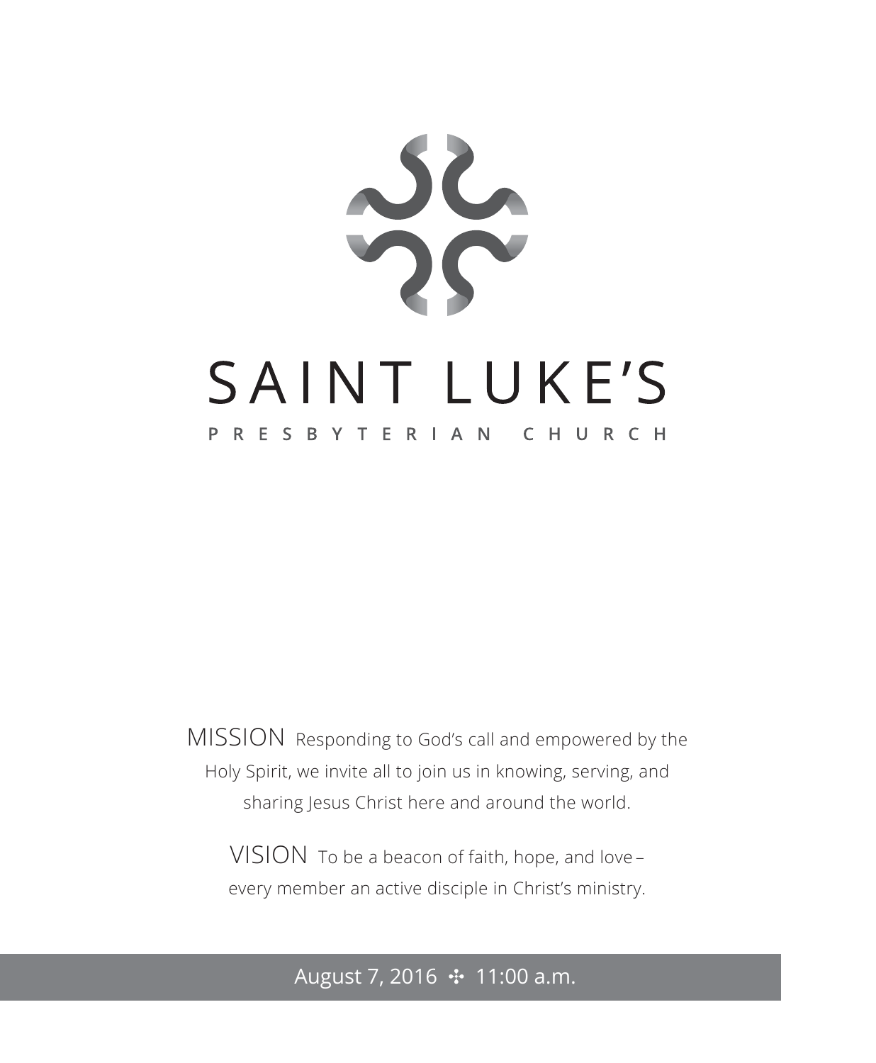# SAINT LUKE'S

## PRESBYTERIAN CHURCH

MISSION Responding to God's call and empowered by the Holy Spirit, we invite all to join us in knowing, serving, and sharing Jesus Christ here and around the world.

VISION To be a beacon of faith, hope, and love – every member an active disciple in Christ's ministry.

August 7, 2016 ✣ 11:00 a.m.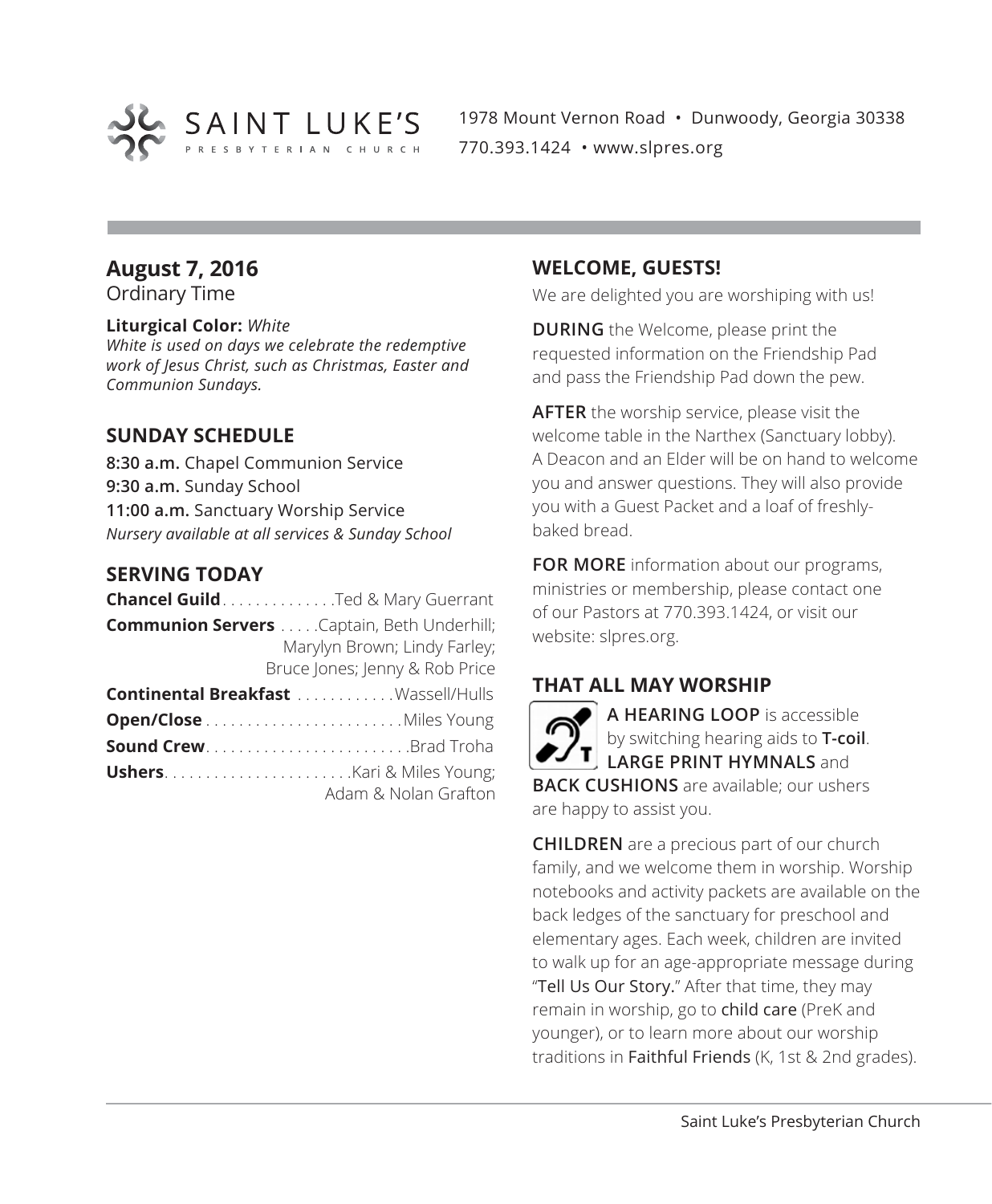SAINT LUKE'S
PRESBYTERIAN CHURCH

1978 Mount Vernon Road • Dunwoody, Georgia 30338
770.393.1424 • www.slpres.org

## August 7, 2016

Ordinary Time

**Liturgical Color:** *White*
*White is used on days we celebrate the redemptive work of Jesus Christ, such as Christmas, Easter and Communion Sundays.*

## SUNDAY SCHEDULE

**8:30 a.m.** Chapel Communion Service
**9:30 a.m.** Sunday School
**11:00 a.m.** Sanctuary Worship Service
*Nursery available at all services & Sunday School*

## SERVING TODAY

**Chancel Guild** . . . . . . . . . . . . . Ted & Mary Guerrant
**Communion Servers** . . . . . Captain, Beth Underhill; Marylyn Brown; Lindy Farley; Bruce Jones; Jenny & Rob Price
**Continental Breakfast** . . . . . . . . . . . . Wassell/Hulls
**Open/Close** . . . . . . . . . . . . . . . . . . . . . . . . Miles Young
**Sound Crew** . . . . . . . . . . . . . . . . . . . . . . . . Brad Troha
**Ushers** . . . . . . . . . . . . . . . . . . . . . . Kari & Miles Young; Adam & Nolan Grafton

## WELCOME, GUESTS!

We are delighted you are worshiping with us!

**DURING** the Welcome, please print the requested information on the Friendship Pad and pass the Friendship Pad down the pew.

**AFTER** the worship service, please visit the welcome table in the Narthex (Sanctuary lobby). A Deacon and an Elder will be on hand to welcome you and answer questions. They will also provide you with a Guest Packet and a loaf of freshly-baked bread.

**FOR MORE** information about our programs, ministries or membership, please contact one of our Pastors at 770.393.1424, or visit our website: slpres.org.

## THAT ALL MAY WORSHIP

**A HEARING LOOP** is accessible by switching hearing aids to **T-coil**. **LARGE PRINT HYMNALS** and **BACK CUSHIONS** are available; our ushers are happy to assist you.

**CHILDREN** are a precious part of our church family, and we welcome them in worship. Worship notebooks and activity packets are available on the back ledges of the sanctuary for preschool and elementary ages. Each week, children are invited to walk up for an age-appropriate message during "Tell Us Our Story." After that time, they may remain in worship, go to child care (PreK and younger), or to learn more about our worship traditions in Faithful Friends (K, 1st & 2nd grades).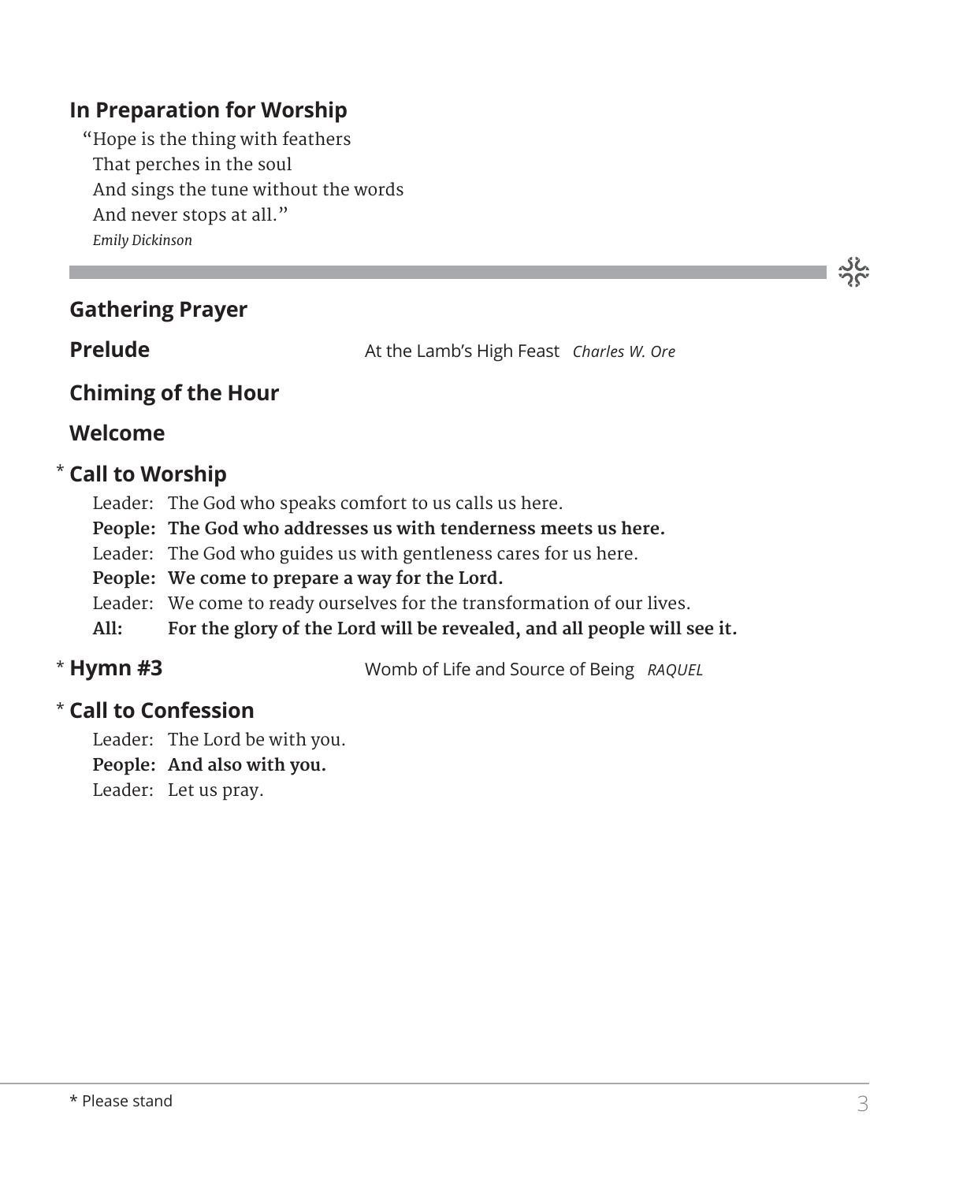## In Preparation for Worship

"Hope is the thing with feathers  
That perches in the soul  
And sings the tune without the words  
And never stops at all."  
*Emily Dickinson*

---

## Gathering Prayer

**Prelude** At the Lamb's High Feast *Charles W. Ore*

**Chiming of the Hour**

**Welcome**

\* **Call to Worship**

Leader: The God who speaks comfort to us calls us here.  
**People: The God who addresses us with tenderness meets us here.**  
Leader: The God who guides us with gentleness cares for us here.  
**People: We come to prepare a way for the Lord.**  
Leader: We come to ready ourselves for the transformation of our lives.  
**All: For the glory of the Lord will be revealed, and all people will see it.**

\* **Hymn #3** Womb of Life and Source of Being *RAQUEL*

\* **Call to Confession**

Leader: The Lord be with you.  
**People: And also with you.**  
Leader: Let us pray.

\* Please stand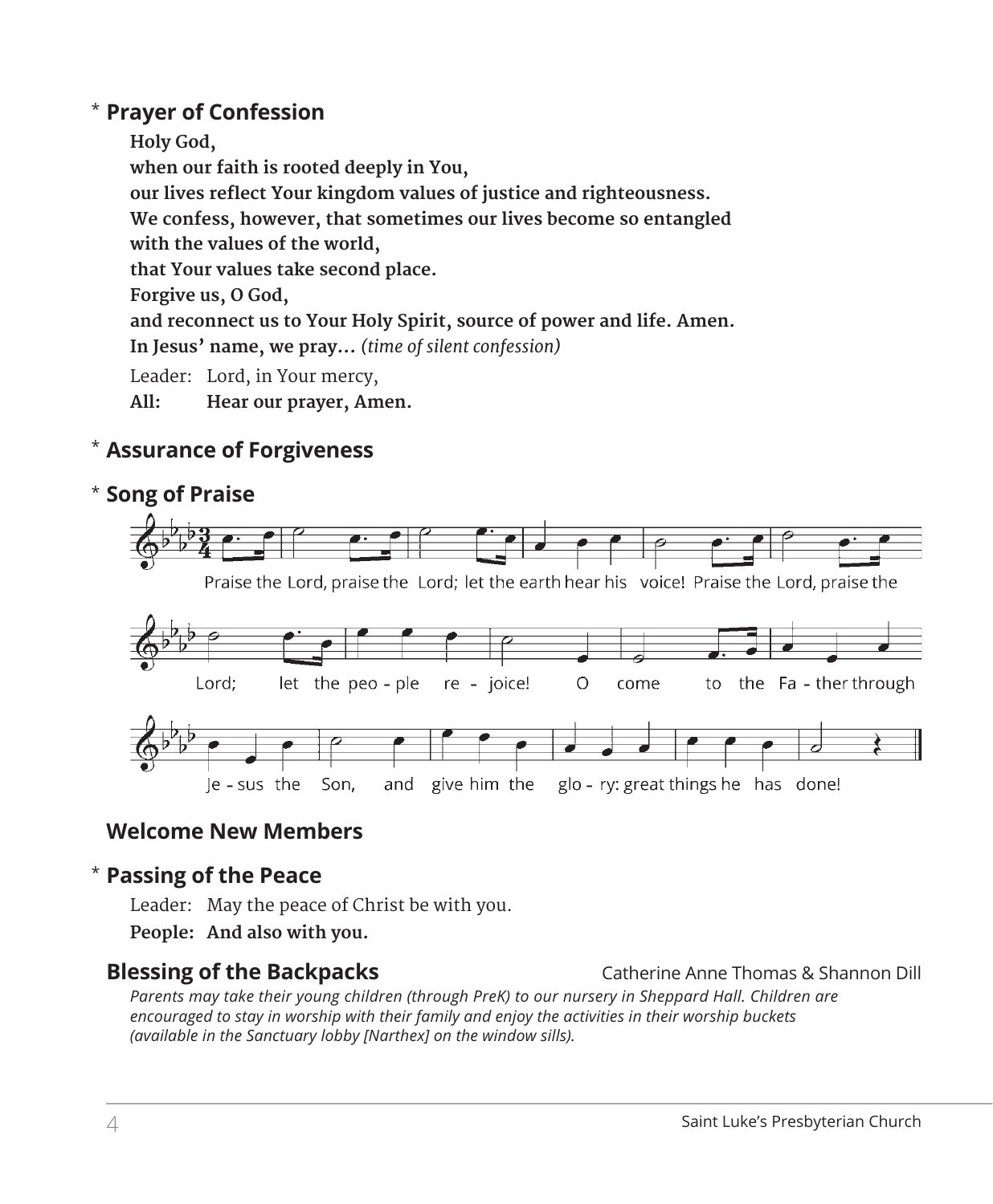## * Prayer of Confession

**Holy God,**
**when our faith is rooted deeply in You,**
**our lives reflect Your kingdom values of justice and righteousness.**
**We confess, however, that sometimes our lives become so entangled**
**with the values of the world,**
**that Your values take second place.**
**Forgive us, O God,**
**and reconnect us to Your Holy Spirit, source of power and life. Amen.**
**In Jesus' name, we pray…** *(time of silent confession)*

Leader: Lord, in Your mercy,
**All: Hear our prayer, Amen.**

## * Assurance of Forgiveness

## * Song of Praise

Praise the Lord, praise the Lord; let the earth hear his voice! Praise the Lord, praise the Lord; let the peo - ple re - joice! O come to the Fa - ther through Je - sus the Son, and give him the glo - ry: great things he has done!

## Welcome New Members

## * Passing of the Peace

Leader: May the peace of Christ be with you.
**People: And also with you.**

## Blessing of the Backpacks

Catherine Anne Thomas & Shannon Dill

*Parents may take their young children (through PreK) to our nursery in Sheppard Hall. Children are encouraged to stay in worship with their family and enjoy the activities in their worship buckets (available in the Sanctuary lobby [Narthex] on the window sills).*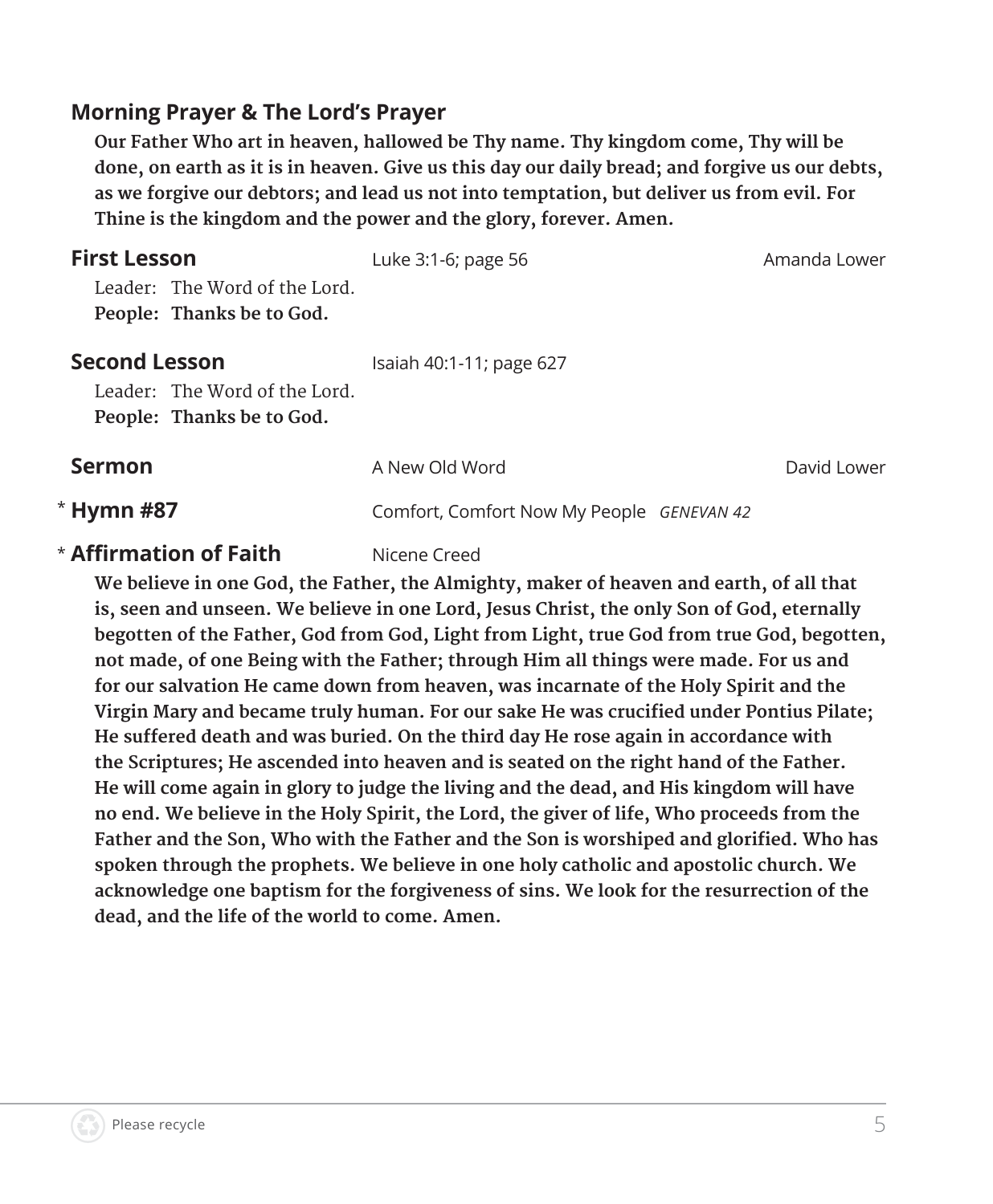**Morning Prayer & The Lord's Prayer**

**Our Father Who art in heaven, hallowed be Thy name. Thy kingdom come, Thy will be done, on earth as it is in heaven. Give us this day our daily bread; and forgive us our debts, as we forgive our debtors; and lead us not into temptation, but deliver us from evil. For Thine is the kingdom and the power and the glory, forever. Amen.**

**First Lesson** — Luke 3:1-6; page 56 — Amanda Lower

Leader: The Word of the Lord.
**People: Thanks be to God.**

**Second Lesson** — Isaiah 40:1-11; page 627

Leader: The Word of the Lord.
**People: Thanks be to God.**

**Sermon** — A New Old Word — David Lower

\* **Hymn #87** — Comfort, Comfort Now My People *GENEVAN 42*

\* **Affirmation of Faith** — Nicene Creed

**We believe in one God, the Father, the Almighty, maker of heaven and earth, of all that is, seen and unseen. We believe in one Lord, Jesus Christ, the only Son of God, eternally begotten of the Father, God from God, Light from Light, true God from true God, begotten, not made, of one Being with the Father; through Him all things were made. For us and for our salvation He came down from heaven, was incarnate of the Holy Spirit and the Virgin Mary and became truly human. For our sake He was crucified under Pontius Pilate; He suffered death and was buried. On the third day He rose again in accordance with the Scriptures; He ascended into heaven and is seated on the right hand of the Father. He will come again in glory to judge the living and the dead, and His kingdom will have no end. We believe in the Holy Spirit, the Lord, the giver of life, Who proceeds from the Father and the Son, Who with the Father and the Son is worshiped and glorified. Who has spoken through the prophets. We believe in one holy catholic and apostolic church. We acknowledge one baptism for the forgiveness of sins. We look for the resurrection of the dead, and the life of the world to come. Amen.**

Please recycle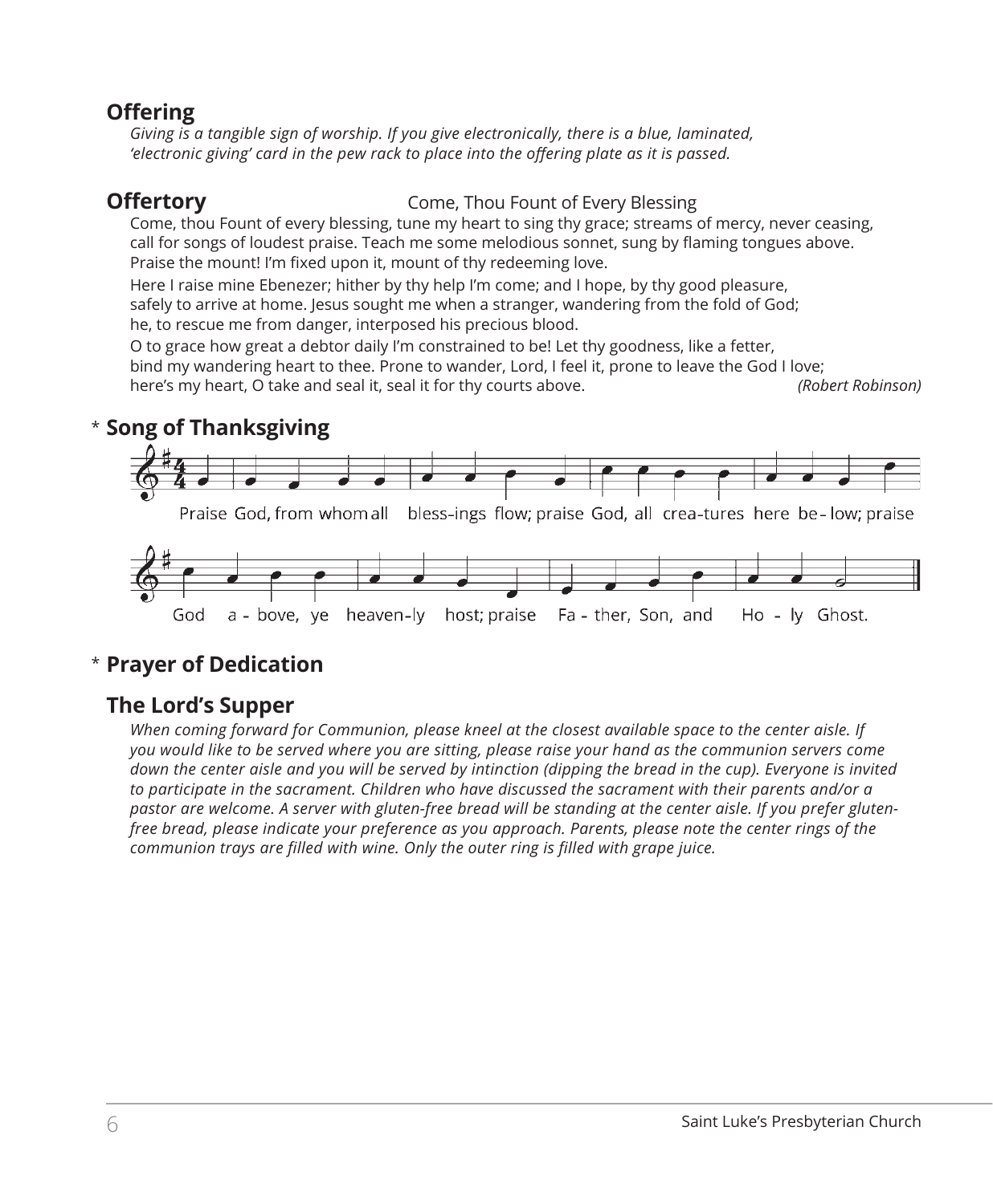## Offering

*Giving is a tangible sign of worship. If you give electronically, there is a blue, laminated, 'electronic giving' card in the pew rack to place into the offering plate as it is passed.*

## Offertory

Come, Thou Fount of Every Blessing

Come, thou Fount of every blessing, tune my heart to sing thy grace; streams of mercy, never ceasing, call for songs of loudest praise. Teach me some melodious sonnet, sung by flaming tongues above. Praise the mount! I'm fixed upon it, mount of thy redeeming love.

Here I raise mine Ebenezer; hither by thy help I'm come; and I hope, by thy good pleasure, safely to arrive at home. Jesus sought me when a stranger, wandering from the fold of God; he, to rescue me from danger, interposed his precious blood.

O to grace how great a debtor daily I'm constrained to be! Let thy goodness, like a fetter, bind my wandering heart to thee. Prone to wander, Lord, I feel it, prone to leave the God I love; here's my heart, O take and seal it, seal it for thy courts above. *(Robert Robinson)*

## * Song of Thanksgiving

Praise God, from whom all bless-ings flow; praise God, all crea-tures here be-low; praise God a-bove, ye heaven-ly host; praise Fa-ther, Son, and Ho-ly Ghost.

## * Prayer of Dedication

## The Lord's Supper

*When coming forward for Communion, please kneel at the closest available space to the center aisle. If you would like to be served where you are sitting, please raise your hand as the communion servers come down the center aisle and you will be served by intinction (dipping the bread in the cup). Everyone is invited to participate in the sacrament. Children who have discussed the sacrament with their parents and/or a pastor are welcome. A server with gluten-free bread will be standing at the center aisle. If you prefer gluten-free bread, please indicate your preference as you approach. Parents, please note the center rings of the communion trays are filled with wine. Only the outer ring is filled with grape juice.*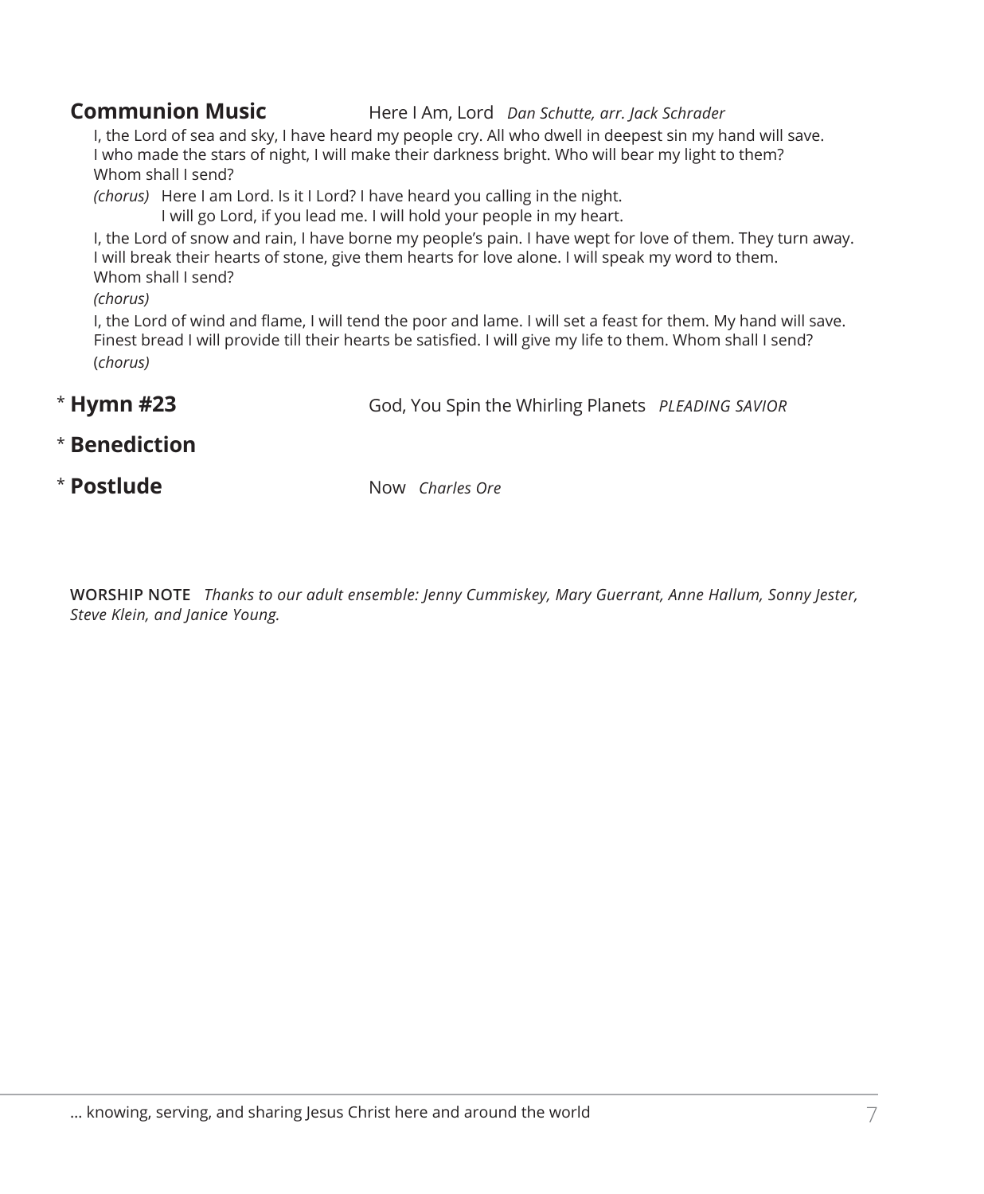**Communion Music** Here I Am, Lord *Dan Schutte, arr. Jack Schrader*

I, the Lord of sea and sky, I have heard my people cry. All who dwell in deepest sin my hand will save.
I who made the stars of night, I will make their darkness bright. Who will bear my light to them?
Whom shall I send?

*(chorus)* Here I am Lord. Is it I Lord? I have heard you calling in the night.
I will go Lord, if you lead me. I will hold your people in my heart.

I, the Lord of snow and rain, I have borne my people's pain. I have wept for love of them. They turn away.
I will break their hearts of stone, give them hearts for love alone. I will speak my word to them.
Whom shall I send?

*(chorus)*

I, the Lord of wind and flame, I will tend the poor and lame. I will set a feast for them. My hand will save.
Finest bread I will provide till their hearts be satisfied. I will give my life to them. Whom shall I send?

(*chorus)*

\* **Hymn #23** God, You Spin the Whirling Planets *PLEADING SAVIOR*

\* **Benediction**

\* **Postlude** Now *Charles Ore*

**WORSHIP NOTE** *Thanks to our adult ensemble: Jenny Cummiskey, Mary Guerrant, Anne Hallum, Sonny Jester, Steve Klein, and Janice Young.*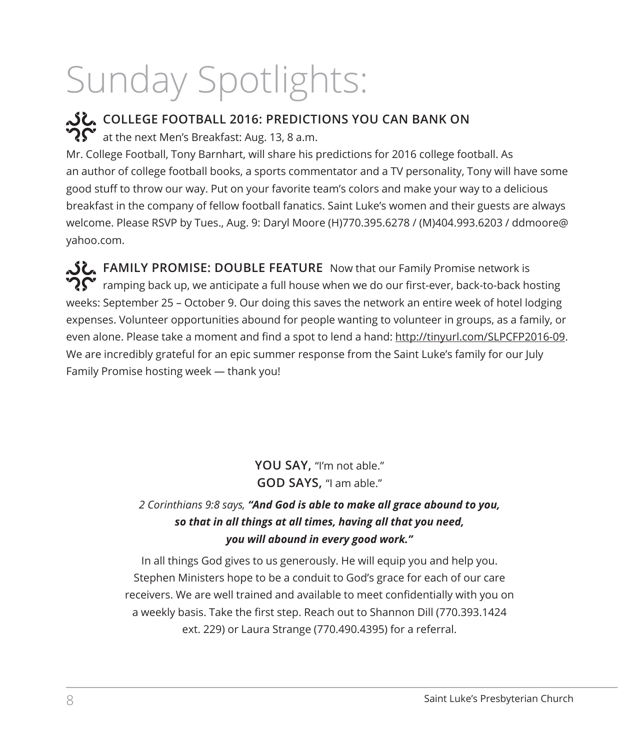# Sunday Spotlights:

**COLLEGE FOOTBALL 2016: PREDICTIONS YOU CAN BANK ON** at the next Men's Breakfast: Aug. 13, 8 a.m.

Mr. College Football, Tony Barnhart, will share his predictions for 2016 college football. As an author of college football books, a sports commentator and a TV personality, Tony will have some good stuff to throw our way. Put on your favorite team's colors and make your way to a delicious breakfast in the company of fellow football fanatics. Saint Luke's women and their guests are always welcome. Please RSVP by Tues., Aug. 9: Daryl Moore (H)770.395.6278 / (M)404.993.6203 / ddmoore@yahoo.com.

**FAMILY PROMISE: DOUBLE FEATURE** Now that our Family Promise network is ramping back up, we anticipate a full house when we do our first-ever, back-to-back hosting weeks: September 25 – October 9. Our doing this saves the network an entire week of hotel lodging expenses. Volunteer opportunities abound for people wanting to volunteer in groups, as a family, or even alone. Please take a moment and find a spot to lend a hand: http://tinyurl.com/SLPCFP2016-09. We are incredibly grateful for an epic summer response from the Saint Luke's family for our July Family Promise hosting week — thank you!

**YOU SAY,** "I'm not able."
**GOD SAYS,** "I am able."

*2 Corinthians 9:8 says,* ***"And God is able to make all grace abound to you, so that in all things at all times, having all that you need, you will abound in every good work."***

In all things God gives to us generously. He will equip you and help you. Stephen Ministers hope to be a conduit to God's grace for each of our care receivers. We are well trained and available to meet confidentially with you on a weekly basis. Take the first step. Reach out to Shannon Dill (770.393.1424 ext. 229) or Laura Strange (770.490.4395) for a referral.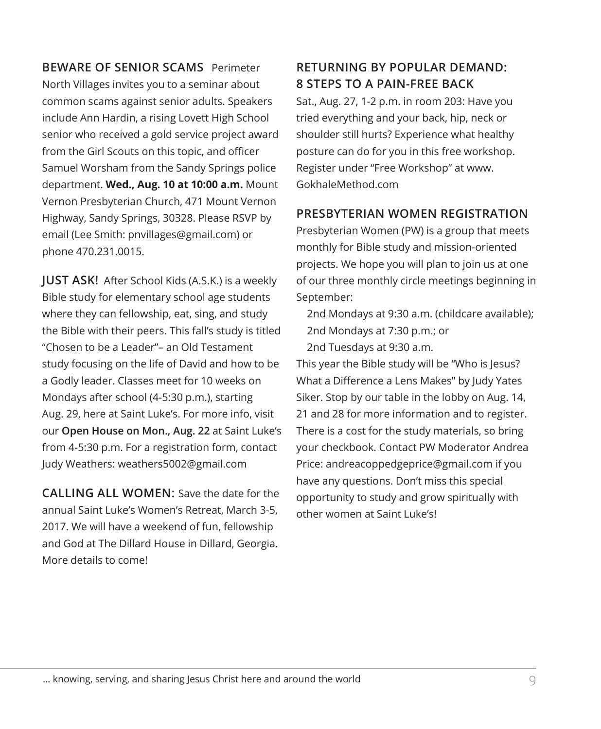**BEWARE OF SENIOR SCAMS** Perimeter North Villages invites you to a seminar about common scams against senior adults. Speakers include Ann Hardin, a rising Lovett High School senior who received a gold service project award from the Girl Scouts on this topic, and officer Samuel Worsham from the Sandy Springs police department. **Wed., Aug. 10 at 10:00 a.m.** Mount Vernon Presbyterian Church, 471 Mount Vernon Highway, Sandy Springs, 30328. Please RSVP by email (Lee Smith: pnvillages@gmail.com) or phone 470.231.0015.

**JUST ASK!** After School Kids (A.S.K.) is a weekly Bible study for elementary school age students where they can fellowship, eat, sing, and study the Bible with their peers. This fall's study is titled "Chosen to be a Leader"– an Old Testament study focusing on the life of David and how to be a Godly leader. Classes meet for 10 weeks on Mondays after school (4-5:30 p.m.), starting Aug. 29, here at Saint Luke's. For more info, visit our **Open House on Mon., Aug. 22** at Saint Luke's from 4-5:30 p.m. For a registration form, contact Judy Weathers: weathers5002@gmail.com

**CALLING ALL WOMEN:** Save the date for the annual Saint Luke's Women's Retreat, March 3-5, 2017. We will have a weekend of fun, fellowship and God at The Dillard House in Dillard, Georgia. More details to come!

## RETURNING BY POPULAR DEMAND: 8 STEPS TO A PAIN-FREE BACK

Sat., Aug. 27, 1-2 p.m. in room 203: Have you tried everything and your back, hip, neck or shoulder still hurts? Experience what healthy posture can do for you in this free workshop. Register under "Free Workshop" at www.GokhaleMethod.com

## PRESBYTERIAN WOMEN REGISTRATION

Presbyterian Women (PW) is a group that meets monthly for Bible study and mission-oriented projects. We hope you will plan to join us at one of our three monthly circle meetings beginning in September:

- 2nd Mondays at 9:30 a.m. (childcare available);
- 2nd Mondays at 7:30 p.m.; or
- 2nd Tuesdays at 9:30 a.m.

This year the Bible study will be "Who is Jesus? What a Difference a Lens Makes" by Judy Yates Siker. Stop by our table in the lobby on Aug. 14, 21 and 28 for more information and to register. There is a cost for the study materials, so bring your checkbook. Contact PW Moderator Andrea Price: andreacoppedgeprice@gmail.com if you have any questions. Don't miss this special opportunity to study and grow spiritually with other women at Saint Luke's!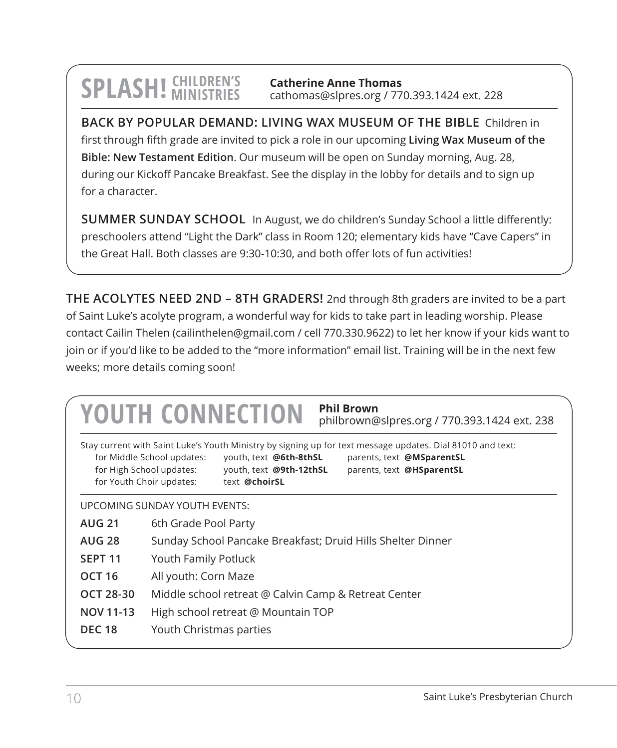## SPLASH! CHILDREN'S MINISTRIES

**Catherine Anne Thomas**
cathomas@slpres.org / 770.393.1424 ext. 228

**BACK BY POPULAR DEMAND: LIVING WAX MUSEUM OF THE BIBLE** Children in first through fifth grade are invited to pick a role in our upcoming **Living Wax Museum of the Bible: New Testament Edition**. Our museum will be open on Sunday morning, Aug. 28, during our Kickoff Pancake Breakfast. See the display in the lobby for details and to sign up for a character.

**SUMMER SUNDAY SCHOOL** In August, we do children's Sunday School a little differently: preschoolers attend "Light the Dark" class in Room 120; elementary kids have "Cave Capers" in the Great Hall. Both classes are 9:30-10:30, and both offer lots of fun activities!

**THE ACOLYTES NEED 2ND – 8TH GRADERS!** 2nd through 8th graders are invited to be a part of Saint Luke's acolyte program, a wonderful way for kids to take part in leading worship. Please contact Cailin Thelen (cailinthelen@gmail.com / cell 770.330.9622) to let her know if your kids want to join or if you'd like to be added to the "more information" email list. Training will be in the next few weeks; more details coming soon!

## YOUTH CONNECTION

**Phil Brown**
philbrown@slpres.org / 770.393.1424 ext. 238

Stay current with Saint Luke's Youth Ministry by signing up for text message updates. Dial 81010 and text:

| | | |
|---|---|---|
| for Middle School updates: | youth, text **@6th-8thSL** | parents, text **@MSparentSL** |
| for High School updates: | youth, text **@9th-12thSL** | parents, text **@HSparentSL** |
| for Youth Choir updates: | text **@choirSL** | |

UPCOMING SUNDAY YOUTH EVENTS:

| | |
|---|---|
| **AUG 21** | 6th Grade Pool Party |
| **AUG 28** | Sunday School Pancake Breakfast; Druid Hills Shelter Dinner |
| **SEPT 11** | Youth Family Potluck |
| **OCT 16** | All youth: Corn Maze |
| **OCT 28-30** | Middle school retreat @ Calvin Camp & Retreat Center |
| **NOV 11-13** | High school retreat @ Mountain TOP |
| **DEC 18** | Youth Christmas parties |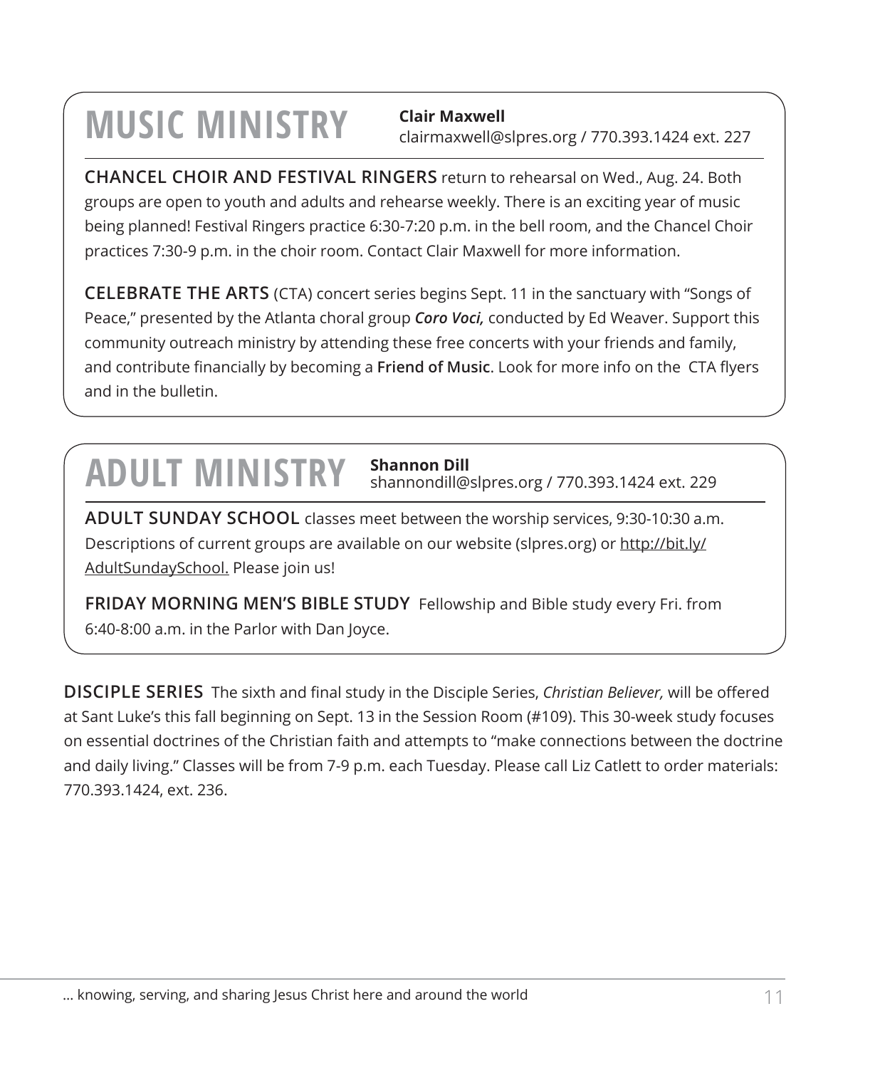# MUSIC MINISTRY

**Clair Maxwell**
clairmaxwell@slpres.org / 770.393.1424 ext. 227

**CHANCEL CHOIR AND FESTIVAL RINGERS** return to rehearsal on Wed., Aug. 24. Both groups are open to youth and adults and rehearse weekly. There is an exciting year of music being planned! Festival Ringers practice 6:30-7:20 p.m. in the bell room, and the Chancel Choir practices 7:30-9 p.m. in the choir room. Contact Clair Maxwell for more information.

**CELEBRATE THE ARTS** (CTA) concert series begins Sept. 11 in the sanctuary with "Songs of Peace," presented by the Atlanta choral group ***Coro Voci,*** conducted by Ed Weaver. Support this community outreach ministry by attending these free concerts with your friends and family, and contribute financially by becoming a **Friend of Music**. Look for more info on the CTA flyers and in the bulletin.

# ADULT MINISTRY

**Shannon Dill**
shannondill@slpres.org / 770.393.1424 ext. 229

**ADULT SUNDAY SCHOOL** classes meet between the worship services, 9:30-10:30 a.m. Descriptions of current groups are available on our website (slpres.org) or http://bit.ly/AdultSundaySchool. Please join us!

**FRIDAY MORNING MEN'S BIBLE STUDY** Fellowship and Bible study every Fri. from 6:40-8:00 a.m. in the Parlor with Dan Joyce.

**DISCIPLE SERIES** The sixth and final study in the Disciple Series, *Christian Believer,* will be offered at Sant Luke's this fall beginning on Sept. 13 in the Session Room (#109). This 30-week study focuses on essential doctrines of the Christian faith and attempts to "make connections between the doctrine and daily living." Classes will be from 7-9 p.m. each Tuesday. Please call Liz Catlett to order materials: 770.393.1424, ext. 236.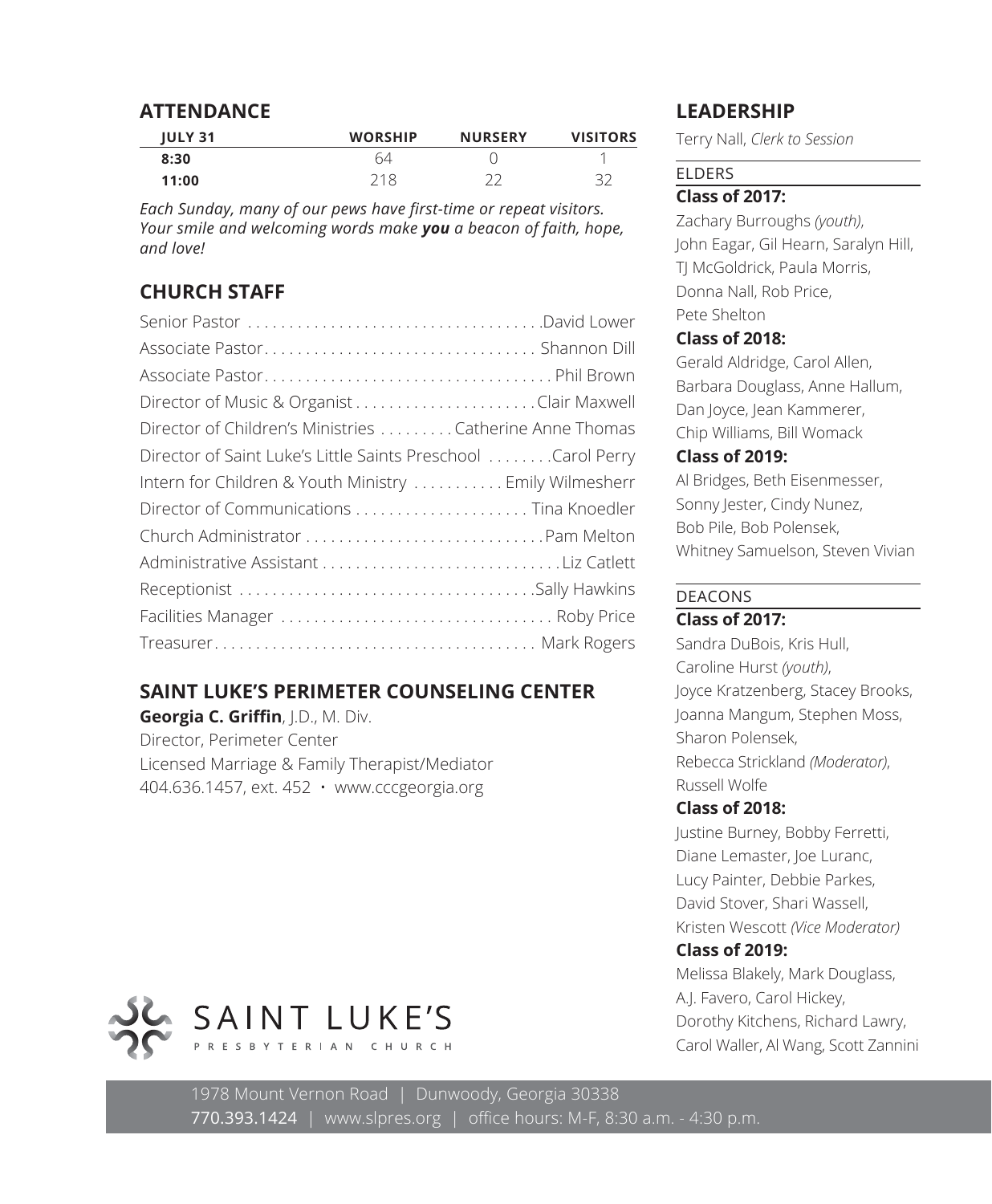## ATTENDANCE

| JULY 31 | WORSHIP | NURSERY | VISITORS |
|---|---|---|---|
| 8:30 | 64 | 0 | 1 |
| 11:00 | 218 | 22 | 32 |

*Each Sunday, many of our pews have first-time or repeat visitors. Your smile and welcoming words make **you** a beacon of faith, hope, and love!*

## CHURCH STAFF

Senior Pastor . . . . . . . . . . David Lower
Associate Pastor . . . . . . . . . . Shannon Dill
Associate Pastor . . . . . . . . . . Phil Brown
Director of Music & Organist . . . . . . . . . . Clair Maxwell
Director of Children's Ministries . . . . . . . . . . Catherine Anne Thomas
Director of Saint Luke's Little Saints Preschool . . . . . . . . . . Carol Perry
Intern for Children & Youth Ministry . . . . . . . . . . Emily Wilmesherr
Director of Communications . . . . . . . . . . Tina Knoedler
Church Administrator . . . . . . . . . . Pam Melton
Administrative Assistant . . . . . . . . . . Liz Catlett
Receptionist . . . . . . . . . . Sally Hawkins
Facilities Manager . . . . . . . . . . Roby Price
Treasurer . . . . . . . . . . Mark Rogers

## SAINT LUKE'S PERIMETER COUNSELING CENTER

**Georgia C. Griffin**, J.D., M. Div.
Director, Perimeter Center
Licensed Marriage & Family Therapist/Mediator
404.636.1457, ext. 452 • www.cccgeorgia.org

## LEADERSHIP

Terry Nall, *Clerk to Session*

ELDERS

**Class of 2017:**
Zachary Burroughs *(youth)*, John Eagar, Gil Hearn, Saralyn Hill, TJ McGoldrick, Paula Morris, Donna Nall, Rob Price, Pete Shelton

**Class of 2018:**
Gerald Aldridge, Carol Allen, Barbara Douglass, Anne Hallum, Dan Joyce, Jean Kammerer, Chip Williams, Bill Womack

**Class of 2019:**
Al Bridges, Beth Eisenmesser, Sonny Jester, Cindy Nunez, Bob Pile, Bob Polensek, Whitney Samuelson, Steven Vivian

DEACONS

**Class of 2017:**
Sandra DuBois, Kris Hull, Caroline Hurst *(youth)*, Joyce Kratzenberg, Stacey Brooks, Joanna Mangum, Stephen Moss, Sharon Polensek, Rebecca Strickland *(Moderator)*, Russell Wolfe

**Class of 2018:**
Justine Burney, Bobby Ferretti, Diane Lemaster, Joe Luranc, Lucy Painter, Debbie Parkes, David Stover, Shari Wassell, Kristen Wescott *(Vice Moderator)*

**Class of 2019:**
Melissa Blakely, Mark Douglass, A.J. Favero, Carol Hickey, Dorothy Kitchens, Richard Lawry, Carol Waller, Al Wang, Scott Zannini

SAINT LUKE'S
PRESBYTERIAN CHURCH

1978 Mount Vernon Road | Dunwoody, Georgia 30338
770.393.1424 | www.slpres.org | office hours: M-F, 8:30 a.m. - 4:30 p.m.